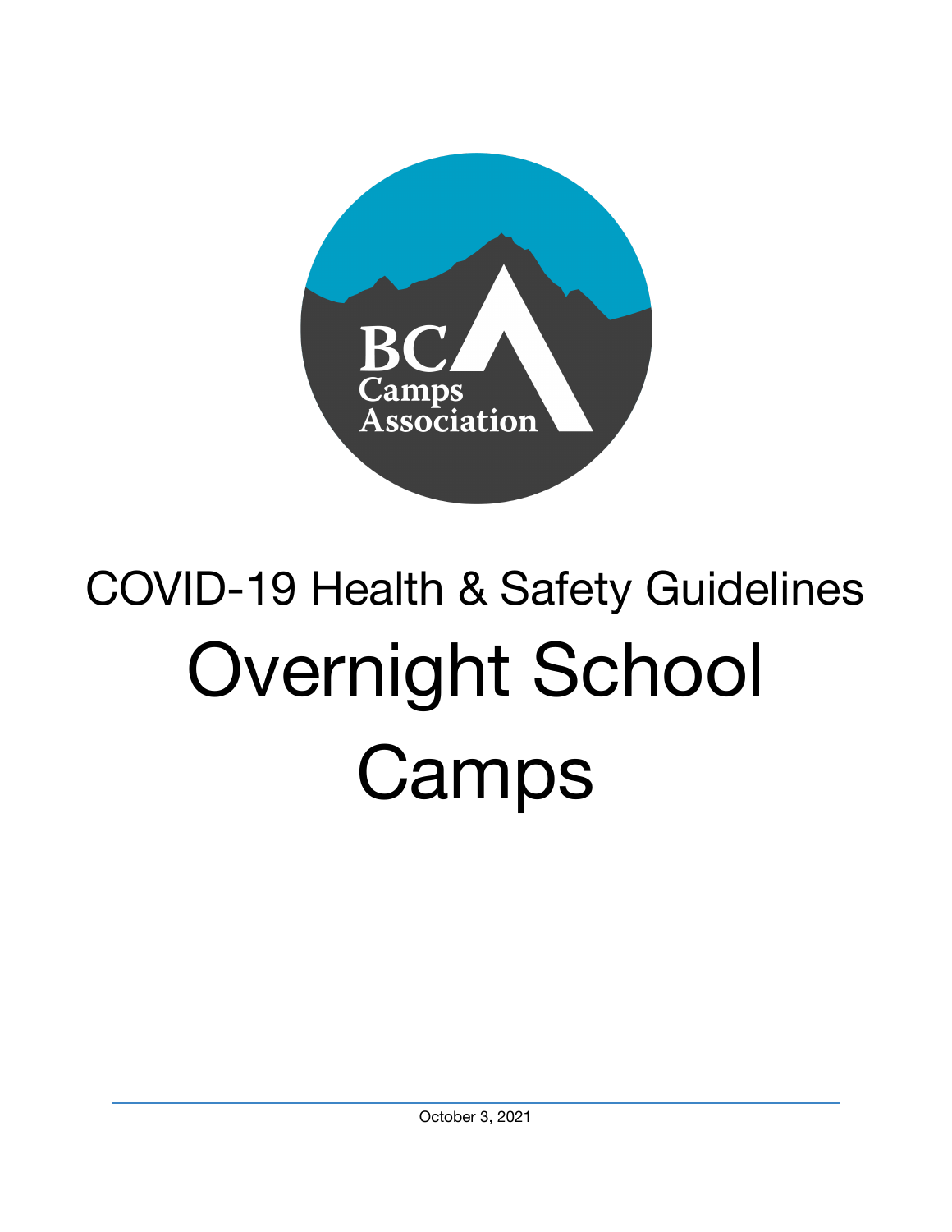BC Camps Association

# COVID-19 Health & Safety Guidelines

# Overnight School Camps

October 3, 2021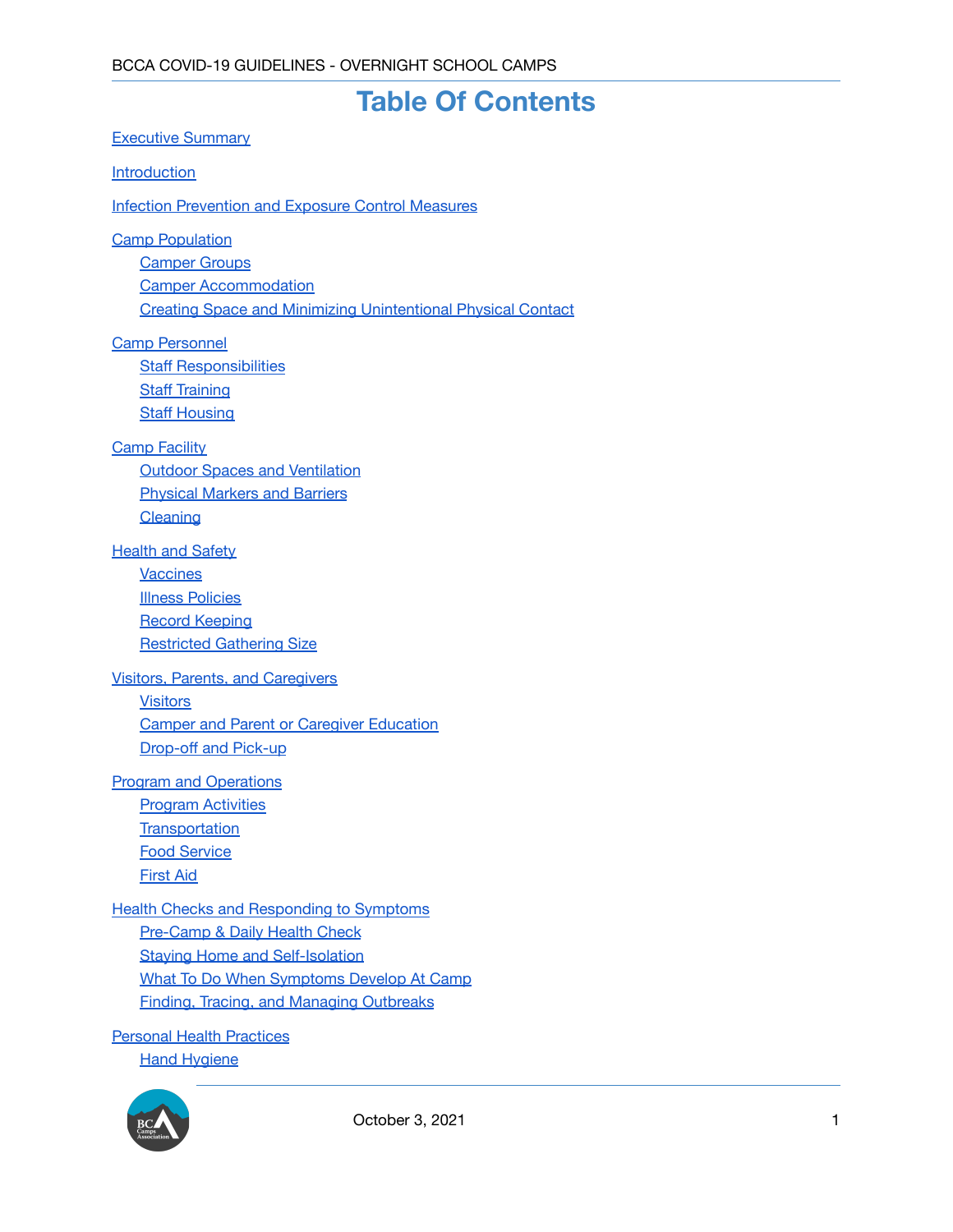# Table Of Contents

Executive Summary

Introduction

Infection Prevention and Exposure Control Measures

Camp Population
- Camper Groups
- Camper Accommodation
- Creating Space and Minimizing Unintentional Physical Contact

Camp Personnel
- Staff Responsibilities
- Staff Training
- Staff Housing

Camp Facility
- Outdoor Spaces and Ventilation
- Physical Markers and Barriers
- Cleaning

Health and Safety
- Vaccines
- Illness Policies
- Record Keeping
- Restricted Gathering Size

Visitors, Parents, and Caregivers
- Visitors
- Camper and Parent or Caregiver Education
- Drop-off and Pick-up

Program and Operations
- Program Activities
- Transportation
- Food Service
- First Aid

Health Checks and Responding to Symptoms
- Pre-Camp & Daily Health Check
- Staying Home and Self-Isolation
- What To Do When Symptoms Develop At Camp
- Finding, Tracing, and Managing Outbreaks

Personal Health Practices
- Hand Hygiene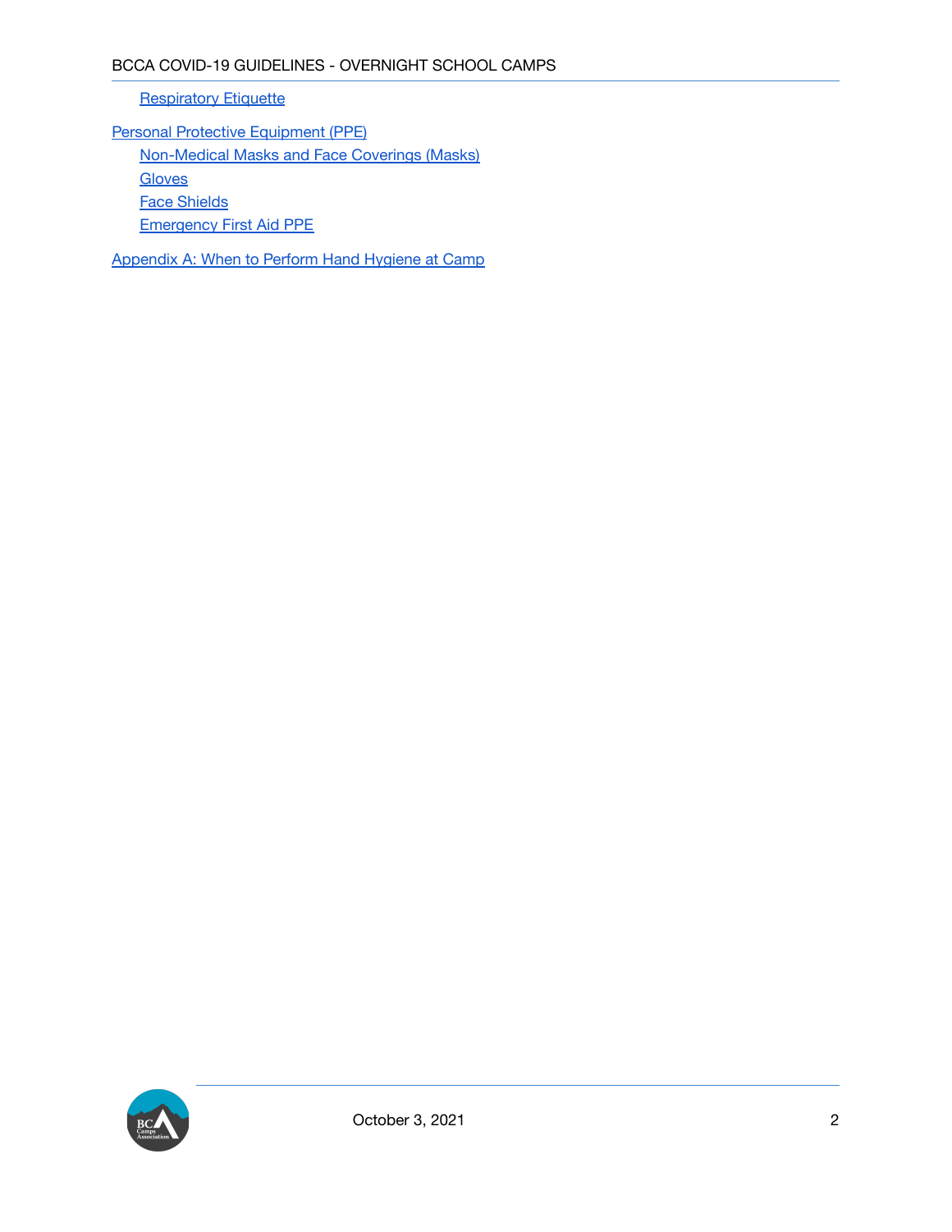- Respiratory Etiquette

Personal Protective Equipment (PPE)
- Non-Medical Masks and Face Coverings (Masks)
- Gloves
- Face Shields
- Emergency First Aid PPE

Appendix A: When to Perform Hand Hygiene at Camp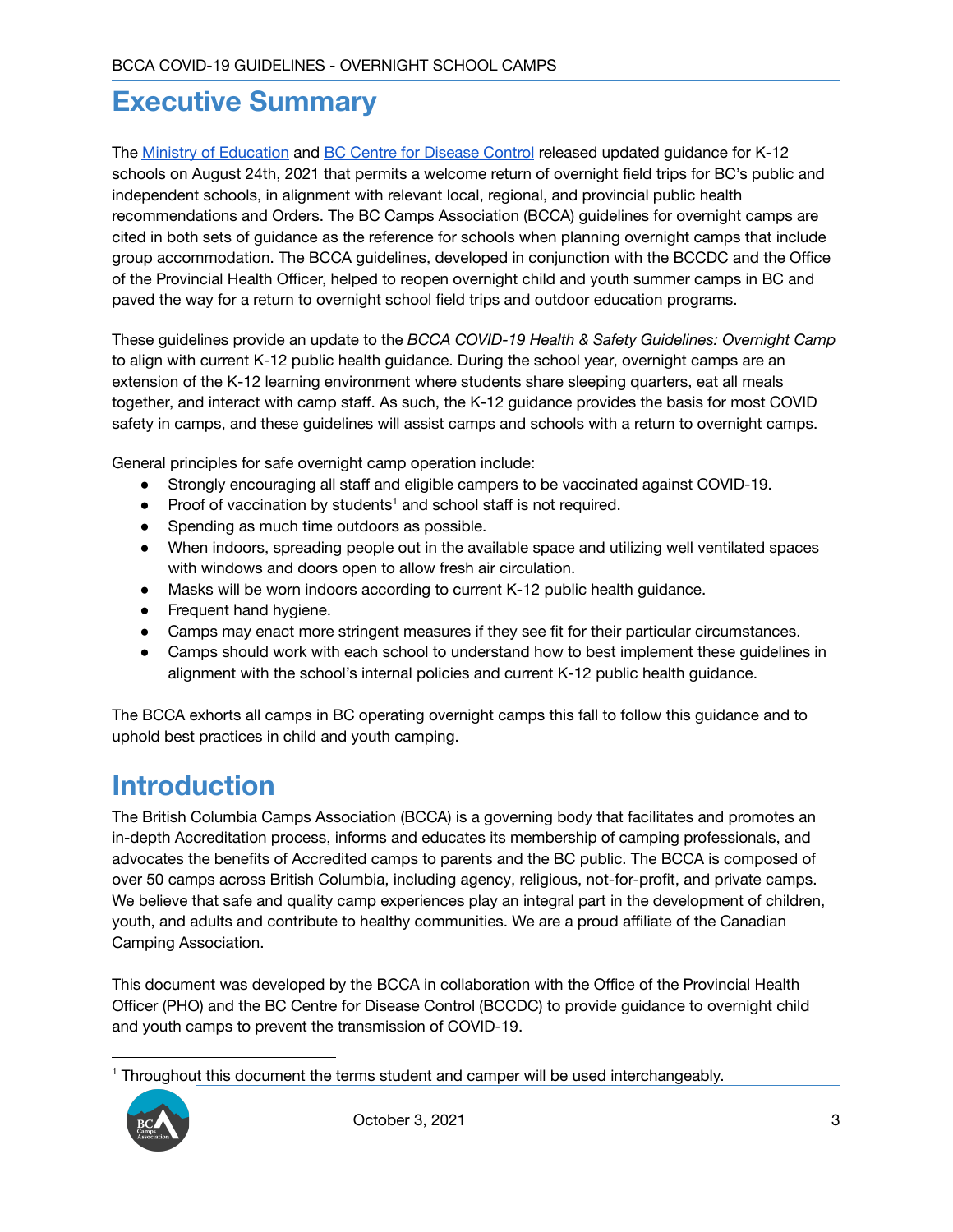# Executive Summary

The [Ministry of Education](#) and [BC Centre for Disease Control](#) released updated guidance for K-12 schools on August 24th, 2021 that permits a welcome return of overnight field trips for BC's public and independent schools, in alignment with relevant local, regional, and provincial public health recommendations and Orders. The BC Camps Association (BCCA) guidelines for overnight camps are cited in both sets of guidance as the reference for schools when planning overnight camps that include group accommodation. The BCCA guidelines, developed in conjunction with the BCCDC and the Office of the Provincial Health Officer, helped to reopen overnight child and youth summer camps in BC and paved the way for a return to overnight school field trips and outdoor education programs.

These guidelines provide an update to the *BCCA COVID-19 Health & Safety Guidelines: Overnight Camp* to align with current K-12 public health guidance. During the school year, overnight camps are an extension of the K-12 learning environment where students share sleeping quarters, eat all meals together, and interact with camp staff. As such, the K-12 guidance provides the basis for most COVID safety in camps, and these guidelines will assist camps and schools with a return to overnight camps.

General principles for safe overnight camp operation include:

- Strongly encouraging all staff and eligible campers to be vaccinated against COVID-19.
- Proof of vaccination by students[1] and school staff is not required.
- Spending as much time outdoors as possible.
- When indoors, spreading people out in the available space and utilizing well ventilated spaces with windows and doors open to allow fresh air circulation.
- Masks will be worn indoors according to current K-12 public health guidance.
- Frequent hand hygiene.
- Camps may enact more stringent measures if they see fit for their particular circumstances.
- Camps should work with each school to understand how to best implement these guidelines in alignment with the school's internal policies and current K-12 public health guidance.

The BCCA exhorts all camps in BC operating overnight camps this fall to follow this guidance and to uphold best practices in child and youth camping.

# Introduction

The British Columbia Camps Association (BCCA) is a governing body that facilitates and promotes an in-depth Accreditation process, informs and educates its membership of camping professionals, and advocates the benefits of Accredited camps to parents and the BC public. The BCCA is composed of over 50 camps across British Columbia, including agency, religious, not-for-profit, and private camps. We believe that safe and quality camp experiences play an integral part in the development of children, youth, and adults and contribute to healthy communities. We are a proud affiliate of the Canadian Camping Association.

This document was developed by the BCCA in collaboration with the Office of the Provincial Health Officer (PHO) and the BC Centre for Disease Control (BCCDC) to provide guidance to overnight child and youth camps to prevent the transmission of COVID-19.

---

[1] Throughout this document the terms student and camper will be used interchangeably.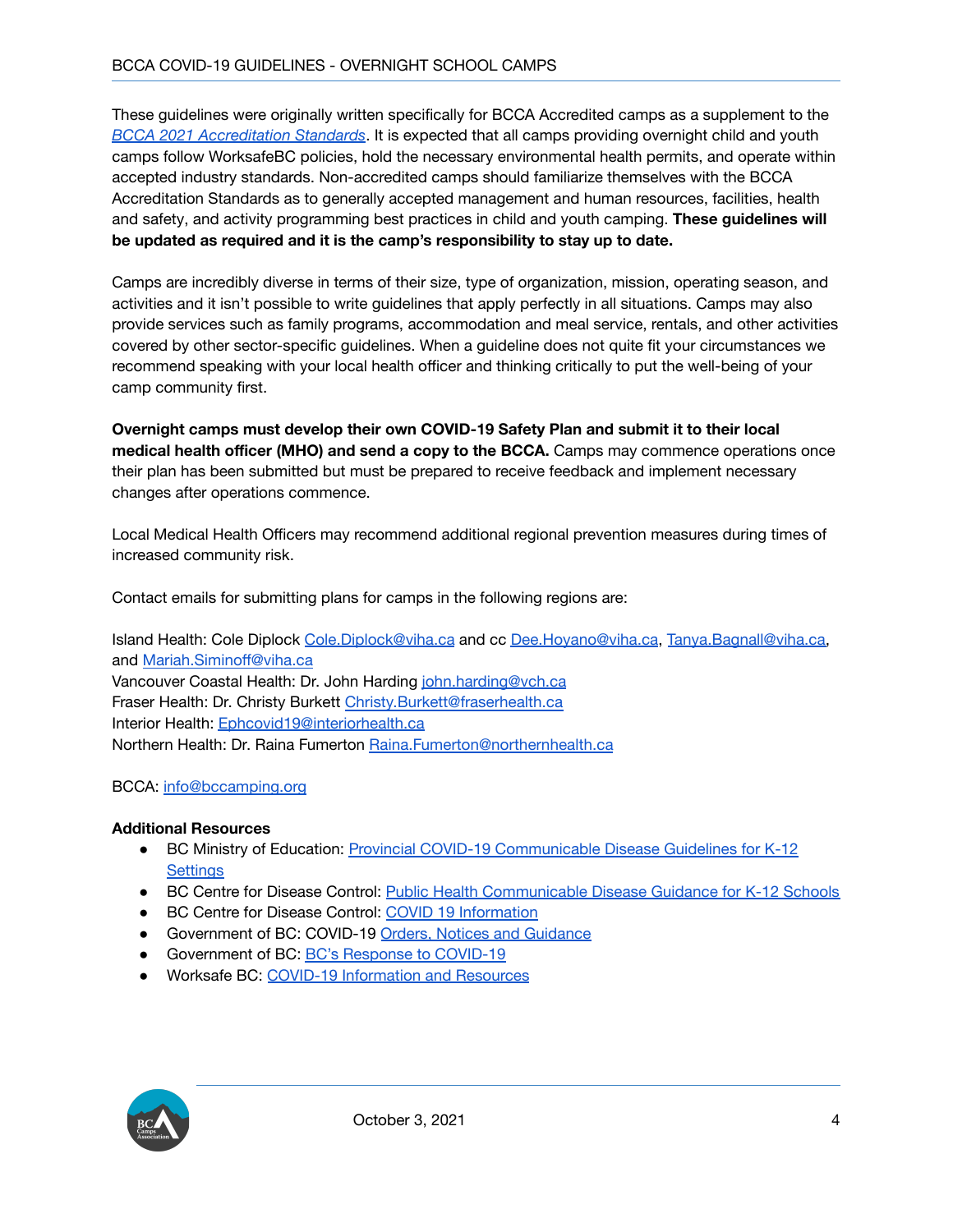These guidelines were originally written specifically for BCCA Accredited camps as a supplement to the *BCCA 2021 Accreditation Standards*. It is expected that all camps providing overnight child and youth camps follow WorksafeBC policies, hold the necessary environmental health permits, and operate within accepted industry standards. Non-accredited camps should familiarize themselves with the BCCA Accreditation Standards as to generally accepted management and human resources, facilities, health and safety, and activity programming best practices in child and youth camping. **These guidelines will be updated as required and it is the camp's responsibility to stay up to date.**

Camps are incredibly diverse in terms of their size, type of organization, mission, operating season, and activities and it isn't possible to write guidelines that apply perfectly in all situations. Camps may also provide services such as family programs, accommodation and meal service, rentals, and other activities covered by other sector-specific guidelines. When a guideline does not quite fit your circumstances we recommend speaking with your local health officer and thinking critically to put the well-being of your camp community first.

**Overnight camps must develop their own COVID-19 Safety Plan and submit it to their local medical health officer (MHO) and send a copy to the BCCA.** Camps may commence operations once their plan has been submitted but must be prepared to receive feedback and implement necessary changes after operations commence.

Local Medical Health Officers may recommend additional regional prevention measures during times of increased community risk.

Contact emails for submitting plans for camps in the following regions are:

Island Health: Cole Diplock Cole.Diplock@viha.ca and cc Dee.Hoyano@viha.ca, Tanya.Bagnall@viha.ca, and Mariah.Siminoff@viha.ca
Vancouver Coastal Health: Dr. John Harding john.harding@vch.ca
Fraser Health: Dr. Christy Burkett Christy.Burkett@fraserhealth.ca
Interior Health: Ephcovid19@interiorhealth.ca
Northern Health: Dr. Raina Fumerton Raina.Fumerton@northernhealth.ca

BCCA: info@bccamping.org

**Additional Resources**

- BC Ministry of Education: Provincial COVID-19 Communicable Disease Guidelines for K-12 Settings
- BC Centre for Disease Control: Public Health Communicable Disease Guidance for K-12 Schools
- BC Centre for Disease Control: COVID 19 Information
- Government of BC: COVID-19 Orders, Notices and Guidance
- Government of BC: BC's Response to COVID-19
- Worksafe BC: COVID-19 Information and Resources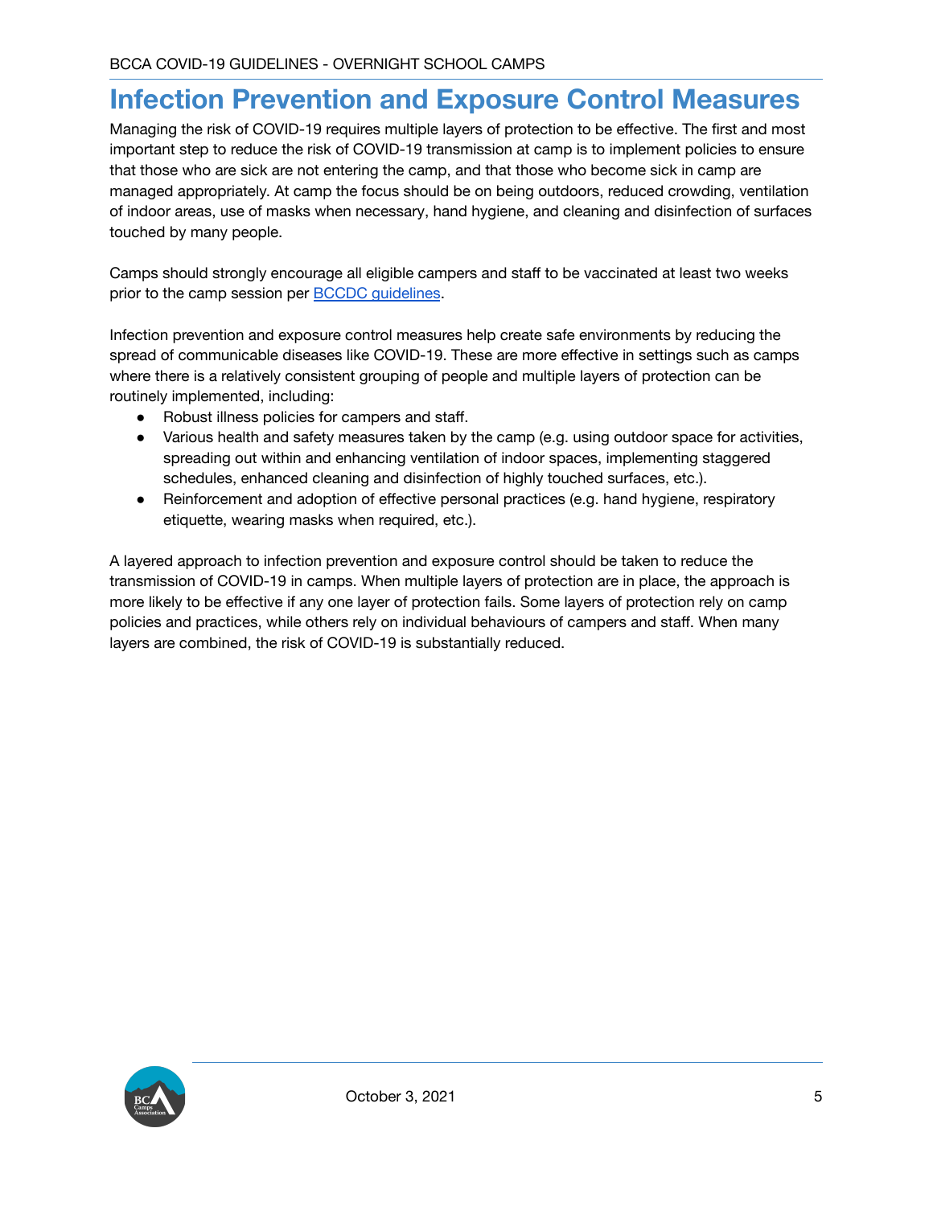# Infection Prevention and Exposure Control Measures

Managing the risk of COVID-19 requires multiple layers of protection to be effective. The first and most important step to reduce the risk of COVID-19 transmission at camp is to implement policies to ensure that those who are sick are not entering the camp, and that those who become sick in camp are managed appropriately. At camp the focus should be on being outdoors, reduced crowding, ventilation of indoor areas, use of masks when necessary, hand hygiene, and cleaning and disinfection of surfaces touched by many people.

Camps should strongly encourage all eligible campers and staff to be vaccinated at least two weeks prior to the camp session per BCCDC guidelines.

Infection prevention and exposure control measures help create safe environments by reducing the spread of communicable diseases like COVID-19. These are more effective in settings such as camps where there is a relatively consistent grouping of people and multiple layers of protection can be routinely implemented, including:

- Robust illness policies for campers and staff.
- Various health and safety measures taken by the camp (e.g. using outdoor space for activities, spreading out within and enhancing ventilation of indoor spaces, implementing staggered schedules, enhanced cleaning and disinfection of highly touched surfaces, etc.).
- Reinforcement and adoption of effective personal practices (e.g. hand hygiene, respiratory etiquette, wearing masks when required, etc.).

A layered approach to infection prevention and exposure control should be taken to reduce the transmission of COVID-19 in camps. When multiple layers of protection are in place, the approach is more likely to be effective if any one layer of protection fails. Some layers of protection rely on camp policies and practices, while others rely on individual behaviours of campers and staff. When many layers are combined, the risk of COVID-19 is substantially reduced.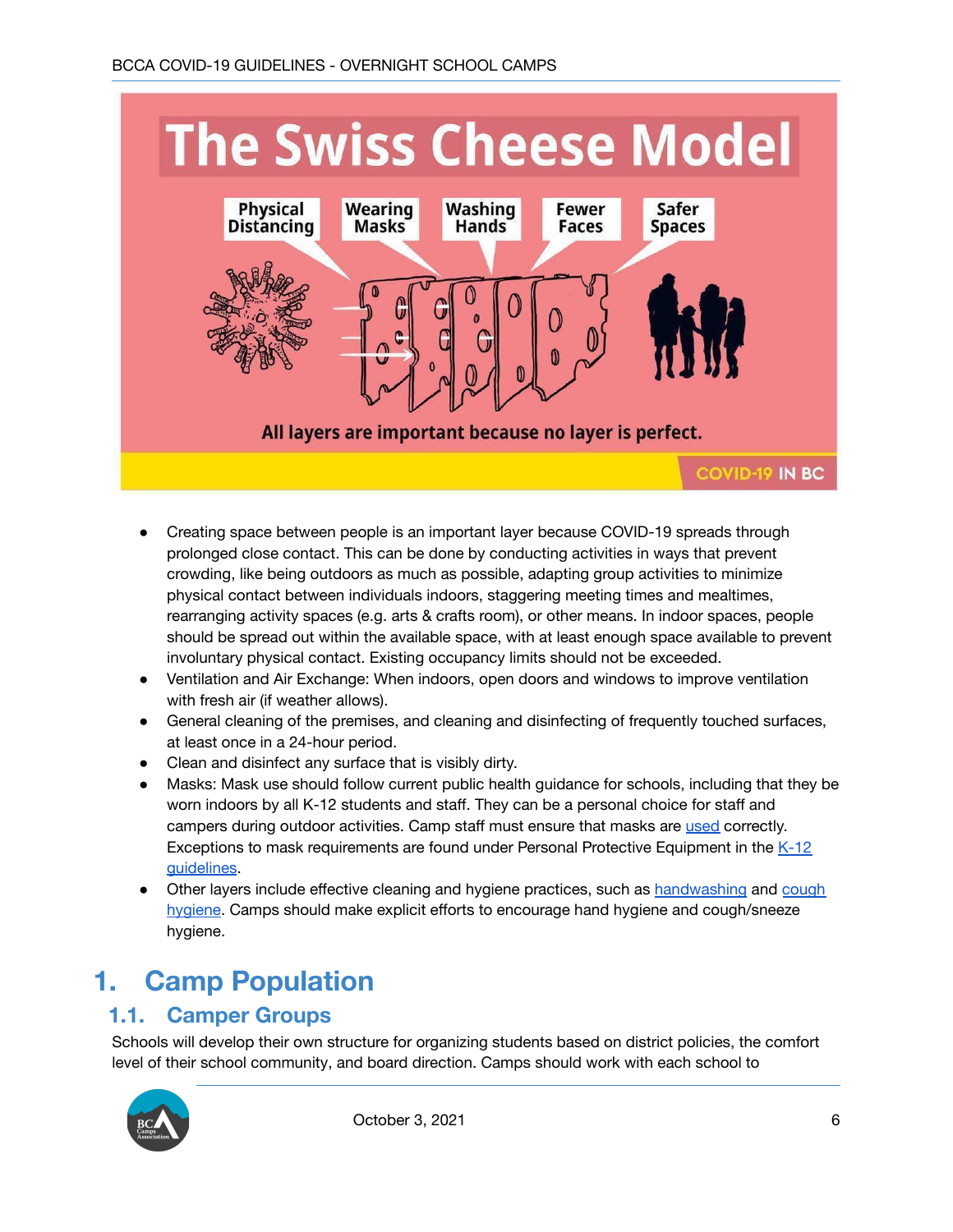- Creating space between people is an important layer because COVID-19 spreads through prolonged close contact. This can be done by conducting activities in ways that prevent crowding, like being outdoors as much as possible, adapting group activities to minimize physical contact between individuals indoors, staggering meeting times and mealtimes, rearranging activity spaces (e.g. arts & crafts room), or other means. In indoor spaces, people should be spread out within the available space, with at least enough space available to prevent involuntary physical contact. Existing occupancy limits should not be exceeded.
- Ventilation and Air Exchange: When indoors, open doors and windows to improve ventilation with fresh air (if weather allows).
- General cleaning of the premises, and cleaning and disinfecting of frequently touched surfaces, at least once in a 24-hour period.
- Clean and disinfect any surface that is visibly dirty.
- Masks: Mask use should follow current public health guidance for schools, including that they be worn indoors by all K-12 students and staff. They can be a personal choice for staff and campers during outdoor activities. Camp staff must ensure that masks are used correctly. Exceptions to mask requirements are found under Personal Protective Equipment in the K-12 guidelines.
- Other layers include effective cleaning and hygiene practices, such as handwashing and cough hygiene. Camps should make explicit efforts to encourage hand hygiene and cough/sneeze hygiene.

# 1. Camp Population

## 1.1. Camper Groups

Schools will develop their own structure for organizing students based on district policies, the comfort level of their school community, and board direction. Camps should work with each school to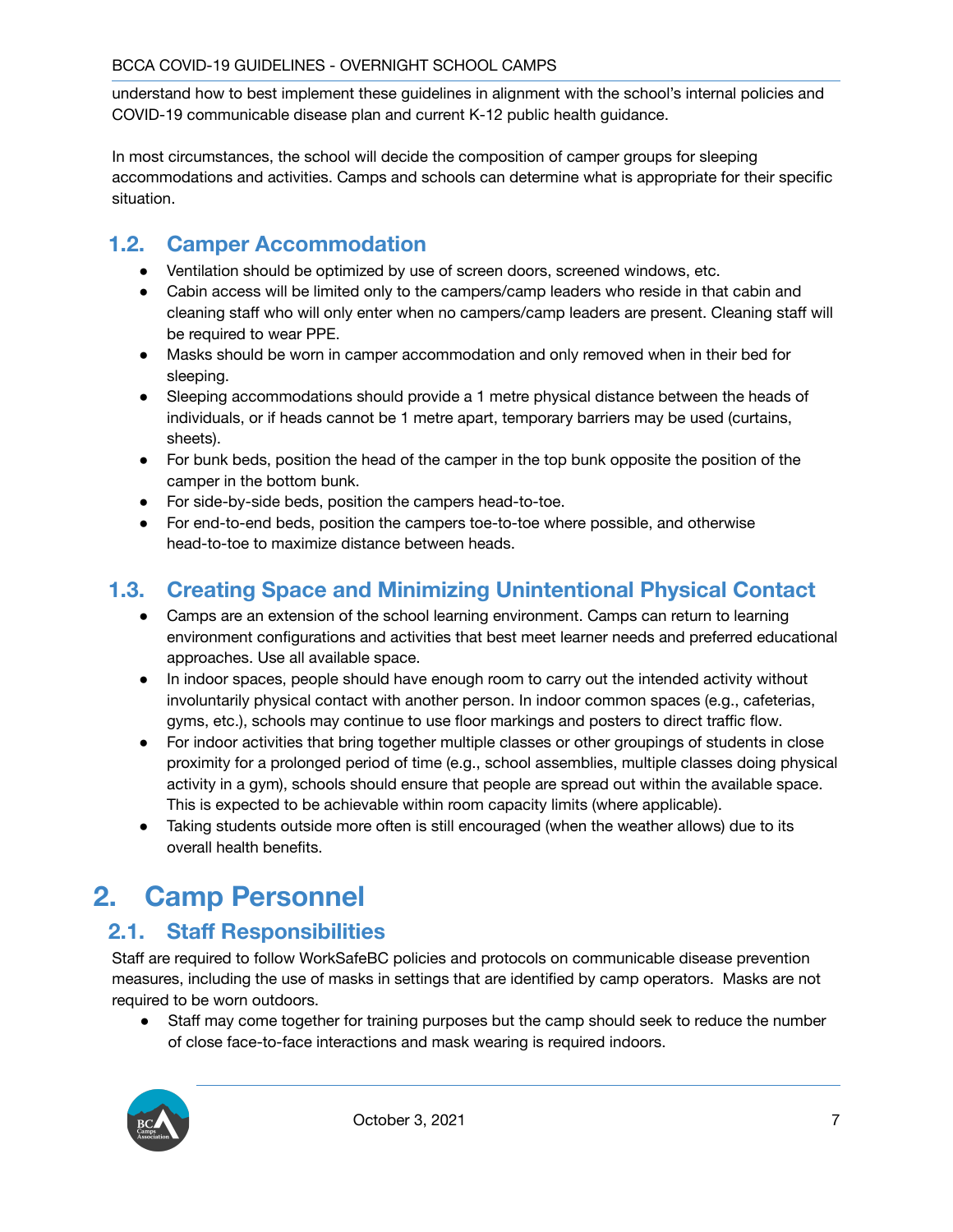understand how to best implement these guidelines in alignment with the school's internal policies and COVID-19 communicable disease plan and current K-12 public health guidance.

In most circumstances, the school will decide the composition of camper groups for sleeping accommodations and activities. Camps and schools can determine what is appropriate for their specific situation.

## 1.2. Camper Accommodation

- Ventilation should be optimized by use of screen doors, screened windows, etc.
- Cabin access will be limited only to the campers/camp leaders who reside in that cabin and cleaning staff who will only enter when no campers/camp leaders are present. Cleaning staff will be required to wear PPE.
- Masks should be worn in camper accommodation and only removed when in their bed for sleeping.
- Sleeping accommodations should provide a 1 metre physical distance between the heads of individuals, or if heads cannot be 1 metre apart, temporary barriers may be used (curtains, sheets).
- For bunk beds, position the head of the camper in the top bunk opposite the position of the camper in the bottom bunk.
- For side-by-side beds, position the campers head-to-toe.
- For end-to-end beds, position the campers toe-to-toe where possible, and otherwise head-to-toe to maximize distance between heads.

## 1.3. Creating Space and Minimizing Unintentional Physical Contact

- Camps are an extension of the school learning environment. Camps can return to learning environment configurations and activities that best meet learner needs and preferred educational approaches. Use all available space.
- In indoor spaces, people should have enough room to carry out the intended activity without involuntarily physical contact with another person. In indoor common spaces (e.g., cafeterias, gyms, etc.), schools may continue to use floor markings and posters to direct traffic flow.
- For indoor activities that bring together multiple classes or other groupings of students in close proximity for a prolonged period of time (e.g., school assemblies, multiple classes doing physical activity in a gym), schools should ensure that people are spread out within the available space. This is expected to be achievable within room capacity limits (where applicable).
- Taking students outside more often is still encouraged (when the weather allows) due to its overall health benefits.

# 2. Camp Personnel

## 2.1. Staff Responsibilities

Staff are required to follow WorkSafeBC policies and protocols on communicable disease prevention measures, including the use of masks in settings that are identified by camp operators. Masks are not required to be worn outdoors.

- Staff may come together for training purposes but the camp should seek to reduce the number of close face-to-face interactions and mask wearing is required indoors.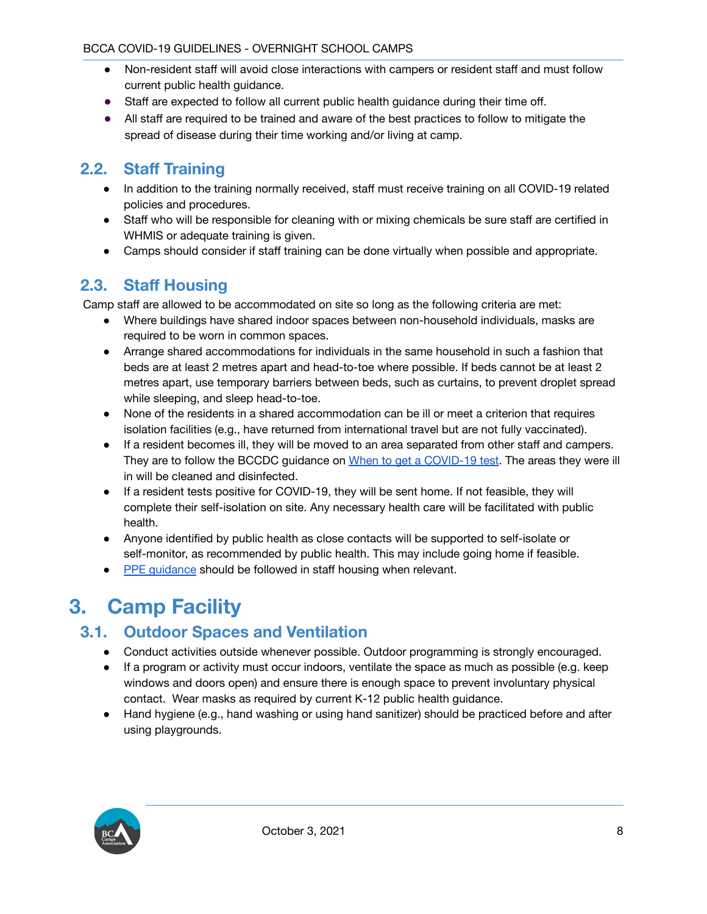- Non-resident staff will avoid close interactions with campers or resident staff and must follow current public health guidance.
- Staff are expected to follow all current public health guidance during their time off.
- All staff are required to be trained and aware of the best practices to follow to mitigate the spread of disease during their time working and/or living at camp.

## 2.2. Staff Training

- In addition to the training normally received, staff must receive training on all COVID-19 related policies and procedures.
- Staff who will be responsible for cleaning with or mixing chemicals be sure staff are certified in WHMIS or adequate training is given.
- Camps should consider if staff training can be done virtually when possible and appropriate.

## 2.3. Staff Housing

Camp staff are allowed to be accommodated on site so long as the following criteria are met:

- Where buildings have shared indoor spaces between non-household individuals, masks are required to be worn in common spaces.
- Arrange shared accommodations for individuals in the same household in such a fashion that beds are at least 2 metres apart and head-to-toe where possible. If beds cannot be at least 2 metres apart, use temporary barriers between beds, such as curtains, to prevent droplet spread while sleeping, and sleep head-to-toe.
- None of the residents in a shared accommodation can be ill or meet a criterion that requires isolation facilities (e.g., have returned from international travel but are not fully vaccinated).
- If a resident becomes ill, they will be moved to an area separated from other staff and campers. They are to follow the BCCDC guidance on [When to get a COVID-19 test](). The areas they were ill in will be cleaned and disinfected.
- If a resident tests positive for COVID-19, they will be sent home. If not feasible, they will complete their self-isolation on site. Any necessary health care will be facilitated with public health.
- Anyone identified by public health as close contacts will be supported to self-isolate or self-monitor, as recommended by public health. This may include going home if feasible.
- [PPE guidance]() should be followed in staff housing when relevant.

# 3. Camp Facility

## 3.1. Outdoor Spaces and Ventilation

- Conduct activities outside whenever possible. Outdoor programming is strongly encouraged.
- If a program or activity must occur indoors, ventilate the space as much as possible (e.g. keep windows and doors open) and ensure there is enough space to prevent involuntary physical contact. Wear masks as required by current K-12 public health guidance.
- Hand hygiene (e.g., hand washing or using hand sanitizer) should be practiced before and after using playgrounds.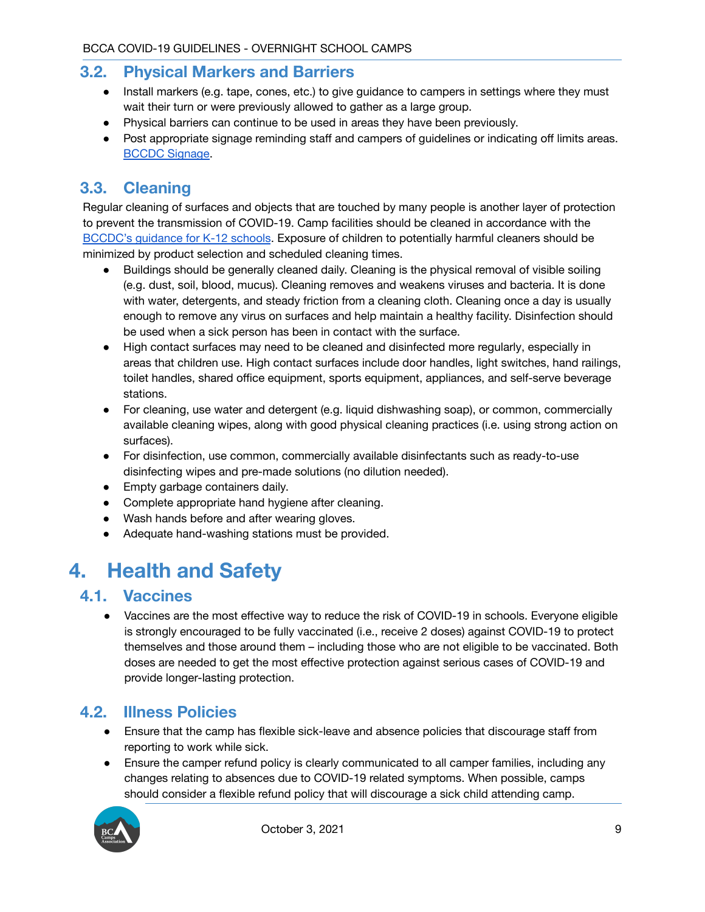## 3.2. Physical Markers and Barriers

- Install markers (e.g. tape, cones, etc.) to give guidance to campers in settings where they must wait their turn or were previously allowed to gather as a large group.
- Physical barriers can continue to be used in areas they have been previously.
- Post appropriate signage reminding staff and campers of guidelines or indicating off limits areas. [BCCDC Signage](#).

## 3.3. Cleaning

Regular cleaning of surfaces and objects that are touched by many people is another layer of protection to prevent the transmission of COVID-19. Camp facilities should be cleaned in accordance with the [BCCDC's guidance for K-12 schools](#). Exposure of children to potentially harmful cleaners should be minimized by product selection and scheduled cleaning times.

- Buildings should be generally cleaned daily. Cleaning is the physical removal of visible soiling (e.g. dust, soil, blood, mucus). Cleaning removes and weakens viruses and bacteria. It is done with water, detergents, and steady friction from a cleaning cloth. Cleaning once a day is usually enough to remove any virus on surfaces and help maintain a healthy facility. Disinfection should be used when a sick person has been in contact with the surface.
- High contact surfaces may need to be cleaned and disinfected more regularly, especially in areas that children use. High contact surfaces include door handles, light switches, hand railings, toilet handles, shared office equipment, sports equipment, appliances, and self-serve beverage stations.
- For cleaning, use water and detergent (e.g. liquid dishwashing soap), or common, commercially available cleaning wipes, along with good physical cleaning practices (i.e. using strong action on surfaces).
- For disinfection, use common, commercially available disinfectants such as ready-to-use disinfecting wipes and pre-made solutions (no dilution needed).
- Empty garbage containers daily.
- Complete appropriate hand hygiene after cleaning.
- Wash hands before and after wearing gloves.
- Adequate hand-washing stations must be provided.

# 4. Health and Safety

## 4.1. Vaccines

- Vaccines are the most effective way to reduce the risk of COVID-19 in schools. Everyone eligible is strongly encouraged to be fully vaccinated (i.e., receive 2 doses) against COVID-19 to protect themselves and those around them – including those who are not eligible to be vaccinated. Both doses are needed to get the most effective protection against serious cases of COVID-19 and provide longer-lasting protection.

## 4.2. Illness Policies

- Ensure that the camp has flexible sick-leave and absence policies that discourage staff from reporting to work while sick.
- Ensure the camper refund policy is clearly communicated to all camper families, including any changes relating to absences due to COVID-19 related symptoms. When possible, camps should consider a flexible refund policy that will discourage a sick child attending camp.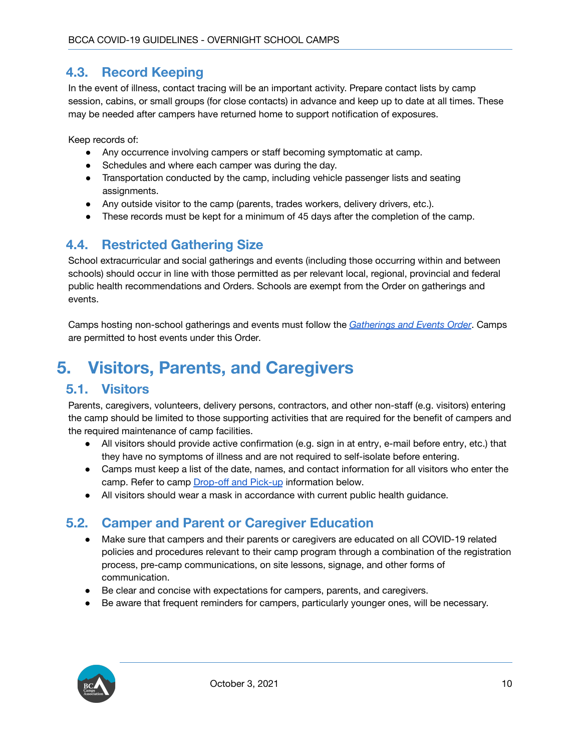## 4.3. Record Keeping

In the event of illness, contact tracing will be an important activity. Prepare contact lists by camp session, cabins, or small groups (for close contacts) in advance and keep up to date at all times. These may be needed after campers have returned home to support notification of exposures.

Keep records of:

- Any occurrence involving campers or staff becoming symptomatic at camp.
- Schedules and where each camper was during the day.
- Transportation conducted by the camp, including vehicle passenger lists and seating assignments.
- Any outside visitor to the camp (parents, trades workers, delivery drivers, etc.).
- These records must be kept for a minimum of 45 days after the completion of the camp.

## 4.4. Restricted Gathering Size

School extracurricular and social gatherings and events (including those occurring within and between schools) should occur in line with those permitted as per relevant local, regional, provincial and federal public health recommendations and Orders. Schools are exempt from the Order on gatherings and events.

Camps hosting non-school gatherings and events must follow the *Gatherings and Events Order*. Camps are permitted to host events under this Order.

# 5. Visitors, Parents, and Caregivers

## 5.1. Visitors

Parents, caregivers, volunteers, delivery persons, contractors, and other non-staff (e.g. visitors) entering the camp should be limited to those supporting activities that are required for the benefit of campers and the required maintenance of camp facilities.

- All visitors should provide active confirmation (e.g. sign in at entry, e-mail before entry, etc.) that they have no symptoms of illness and are not required to self-isolate before entering.
- Camps must keep a list of the date, names, and contact information for all visitors who enter the camp. Refer to camp Drop-off and Pick-up information below.
- All visitors should wear a mask in accordance with current public health guidance.

## 5.2. Camper and Parent or Caregiver Education

- Make sure that campers and their parents or caregivers are educated on all COVID-19 related policies and procedures relevant to their camp program through a combination of the registration process, pre-camp communications, on site lessons, signage, and other forms of communication.
- Be clear and concise with expectations for campers, parents, and caregivers.
- Be aware that frequent reminders for campers, particularly younger ones, will be necessary.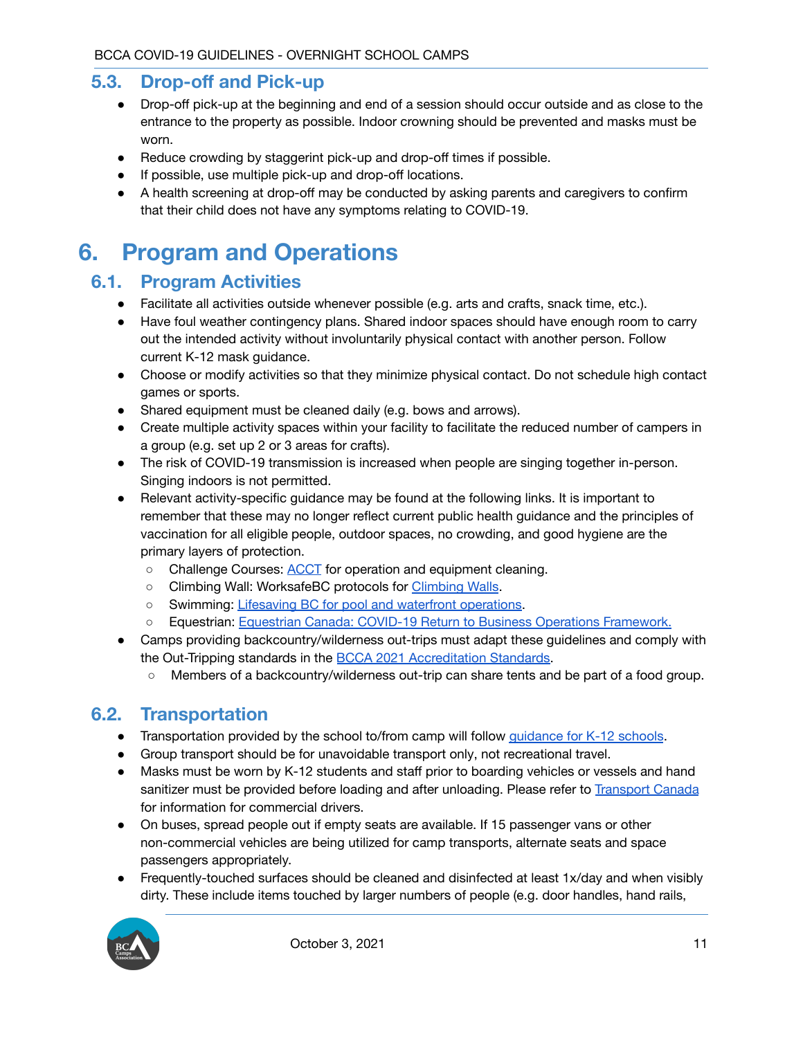## 5.3. Drop-off and Pick-up

- Drop-off pick-up at the beginning and end of a session should occur outside and as close to the entrance to the property as possible. Indoor crowning should be prevented and masks must be worn.
- Reduce crowding by staggerint pick-up and drop-off times if possible.
- If possible, use multiple pick-up and drop-off locations.
- A health screening at drop-off may be conducted by asking parents and caregivers to confirm that their child does not have any symptoms relating to COVID-19.

# 6. Program and Operations

## 6.1. Program Activities

- Facilitate all activities outside whenever possible (e.g. arts and crafts, snack time, etc.).
- Have foul weather contingency plans. Shared indoor spaces should have enough room to carry out the intended activity without involuntarily physical contact with another person. Follow current K-12 mask guidance.
- Choose or modify activities so that they minimize physical contact. Do not schedule high contact games or sports.
- Shared equipment must be cleaned daily (e.g. bows and arrows).
- Create multiple activity spaces within your facility to facilitate the reduced number of campers in a group (e.g. set up 2 or 3 areas for crafts).
- The risk of COVID-19 transmission is increased when people are singing together in-person. Singing indoors is not permitted.
- Relevant activity-specific guidance may be found at the following links. It is important to remember that these may no longer reflect current public health guidance and the principles of vaccination for all eligible people, outdoor spaces, no crowding, and good hygiene are the primary layers of protection.
  - Challenge Courses: ACCT for operation and equipment cleaning.
  - Climbing Wall: WorksafeBC protocols for Climbing Walls.
  - Swimming: Lifesaving BC for pool and waterfront operations.
  - Equestrian: Equestrian Canada: COVID-19 Return to Business Operations Framework.
- Camps providing backcountry/wilderness out-trips must adapt these guidelines and comply with the Out-Tripping standards in the BCCA 2021 Accreditation Standards.
  - Members of a backcountry/wilderness out-trip can share tents and be part of a food group.

## 6.2. Transportation

- Transportation provided by the school to/from camp will follow guidance for K-12 schools.
- Group transport should be for unavoidable transport only, not recreational travel.
- Masks must be worn by K-12 students and staff prior to boarding vehicles or vessels and hand sanitizer must be provided before loading and after unloading. Please refer to Transport Canada for information for commercial drivers.
- On buses, spread people out if empty seats are available. If 15 passenger vans or other non-commercial vehicles are being utilized for camp transports, alternate seats and space passengers appropriately.
- Frequently-touched surfaces should be cleaned and disinfected at least 1x/day and when visibly dirty. These include items touched by larger numbers of people (e.g. door handles, hand rails,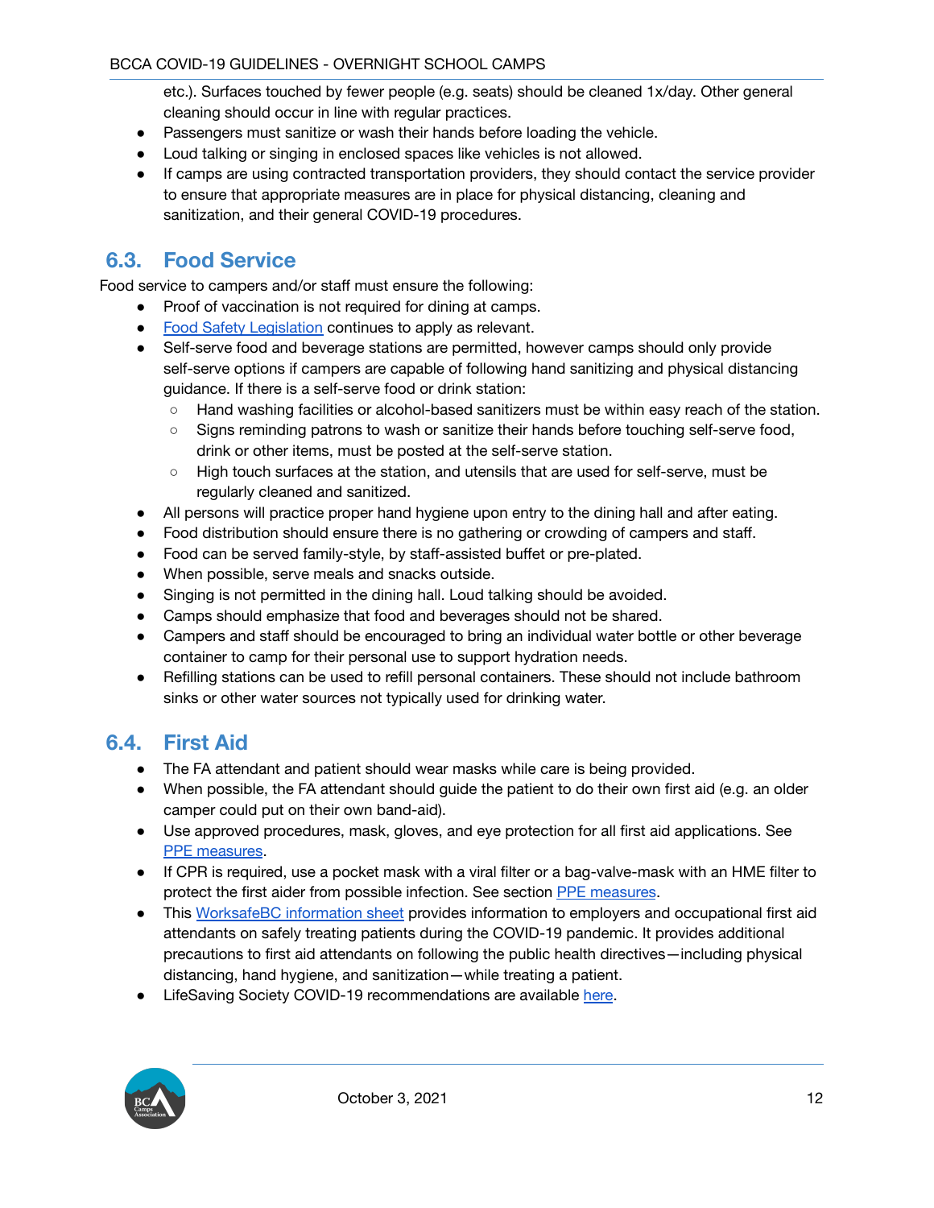etc.). Surfaces touched by fewer people (e.g. seats) should be cleaned 1x/day. Other general cleaning should occur in line with regular practices.

- Passengers must sanitize or wash their hands before loading the vehicle.
- Loud talking or singing in enclosed spaces like vehicles is not allowed.
- If camps are using contracted transportation providers, they should contact the service provider to ensure that appropriate measures are in place for physical distancing, cleaning and sanitization, and their general COVID-19 procedures.

## 6.3. Food Service

Food service to campers and/or staff must ensure the following:

- Proof of vaccination is not required for dining at camps.
- Food Safety Legislation continues to apply as relevant.
- Self-serve food and beverage stations are permitted, however camps should only provide self-serve options if campers are capable of following hand sanitizing and physical distancing guidance. If there is a self-serve food or drink station:
  - Hand washing facilities or alcohol-based sanitizers must be within easy reach of the station.
  - Signs reminding patrons to wash or sanitize their hands before touching self-serve food, drink or other items, must be posted at the self-serve station.
  - High touch surfaces at the station, and utensils that are used for self-serve, must be regularly cleaned and sanitized.
- All persons will practice proper hand hygiene upon entry to the dining hall and after eating.
- Food distribution should ensure there is no gathering or crowding of campers and staff.
- Food can be served family-style, by staff-assisted buffet or pre-plated.
- When possible, serve meals and snacks outside.
- Singing is not permitted in the dining hall. Loud talking should be avoided.
- Camps should emphasize that food and beverages should not be shared.
- Campers and staff should be encouraged to bring an individual water bottle or other beverage container to camp for their personal use to support hydration needs.
- Refilling stations can be used to refill personal containers. These should not include bathroom sinks or other water sources not typically used for drinking water.

## 6.4. First Aid

- The FA attendant and patient should wear masks while care is being provided.
- When possible, the FA attendant should guide the patient to do their own first aid (e.g. an older camper could put on their own band-aid).
- Use approved procedures, mask, gloves, and eye protection for all first aid applications. See PPE measures.
- If CPR is required, use a pocket mask with a viral filter or a bag-valve-mask with an HME filter to protect the first aider from possible infection. See section PPE measures.
- This WorksafeBC information sheet provides information to employers and occupational first aid attendants on safely treating patients during the COVID-19 pandemic. It provides additional precautions to first aid attendants on following the public health directives—including physical distancing, hand hygiene, and sanitization—while treating a patient.
- LifeSaving Society COVID-19 recommendations are available here.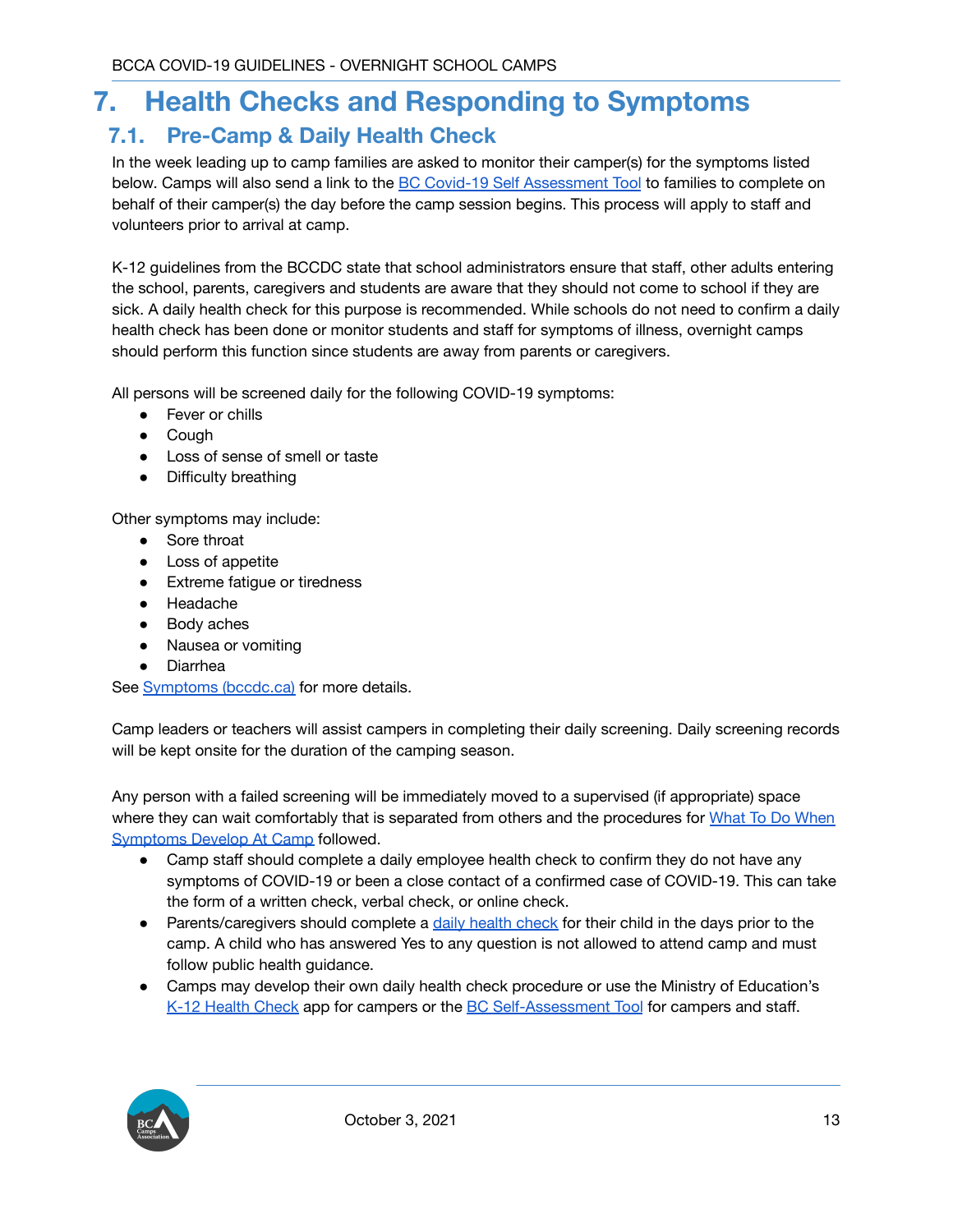# 7. Health Checks and Responding to Symptoms

## 7.1. Pre-Camp & Daily Health Check

In the week leading up to camp families are asked to monitor their camper(s) for the symptoms listed below. Camps will also send a link to the [BC Covid-19 Self Assessment Tool]() to families to complete on behalf of their camper(s) the day before the camp session begins. This process will apply to staff and volunteers prior to arrival at camp.

K-12 guidelines from the BCCDC state that school administrators ensure that staff, other adults entering the school, parents, caregivers and students are aware that they should not come to school if they are sick. A daily health check for this purpose is recommended. While schools do not need to confirm a daily health check has been done or monitor students and staff for symptoms of illness, overnight camps should perform this function since students are away from parents or caregivers.

All persons will be screened daily for the following COVID-19 symptoms:

- Fever or chills
- Cough
- Loss of sense of smell or taste
- Difficulty breathing

Other symptoms may include:

- Sore throat
- Loss of appetite
- Extreme fatigue or tiredness
- Headache
- Body aches
- Nausea or vomiting
- Diarrhea

See [Symptoms (bccdc.ca)]() for more details.

Camp leaders or teachers will assist campers in completing their daily screening. Daily screening records will be kept onsite for the duration of the camping season.

Any person with a failed screening will be immediately moved to a supervised (if appropriate) space where they can wait comfortably that is separated from others and the procedures for [What To Do When Symptoms Develop At Camp]() followed.

- Camp staff should complete a daily employee health check to confirm they do not have any symptoms of COVID-19 or been a close contact of a confirmed case of COVID-19. This can take the form of a written check, verbal check, or online check.
- Parents/caregivers should complete a [daily health check]() for their child in the days prior to the camp. A child who has answered Yes to any question is not allowed to attend camp and must follow public health guidance.
- Camps may develop their own daily health check procedure or use the Ministry of Education's [K-12 Health Check]() app for campers or the [BC Self-Assessment Tool]() for campers and staff.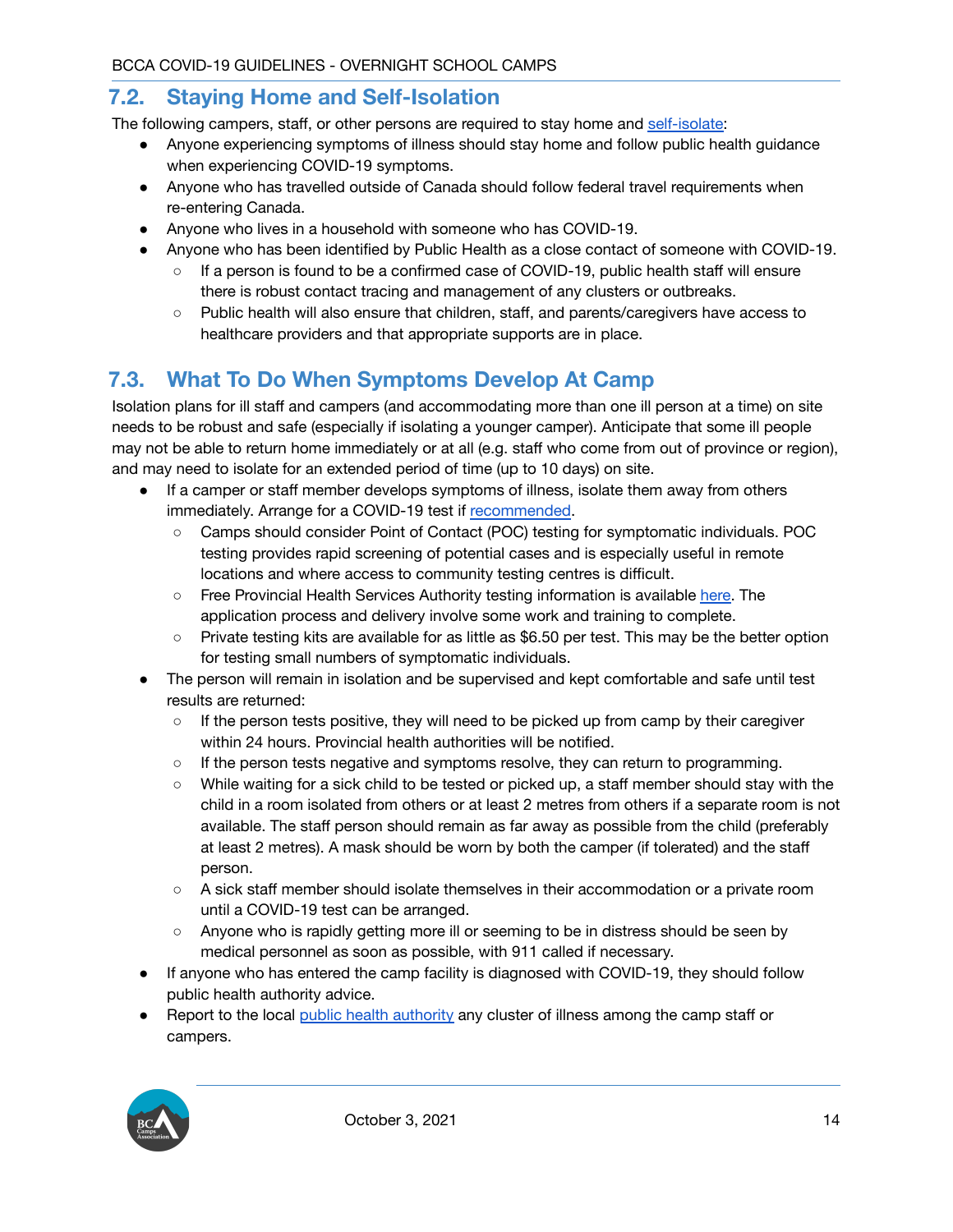## 7.2. Staying Home and Self-Isolation

The following campers, staff, or other persons are required to stay home and self-isolate:

- Anyone experiencing symptoms of illness should stay home and follow public health guidance when experiencing COVID-19 symptoms.
- Anyone who has travelled outside of Canada should follow federal travel requirements when re-entering Canada.
- Anyone who lives in a household with someone who has COVID-19.
- Anyone who has been identified by Public Health as a close contact of someone with COVID-19.
  - If a person is found to be a confirmed case of COVID-19, public health staff will ensure there is robust contact tracing and management of any clusters or outbreaks.
  - Public health will also ensure that children, staff, and parents/caregivers have access to healthcare providers and that appropriate supports are in place.

## 7.3. What To Do When Symptoms Develop At Camp

Isolation plans for ill staff and campers (and accommodating more than one ill person at a time) on site needs to be robust and safe (especially if isolating a younger camper). Anticipate that some ill people may not be able to return home immediately or at all (e.g. staff who come from out of province or region), and may need to isolate for an extended period of time (up to 10 days) on site.

- If a camper or staff member develops symptoms of illness, isolate them away from others immediately. Arrange for a COVID-19 test if recommended.
  - Camps should consider Point of Contact (POC) testing for symptomatic individuals. POC testing provides rapid screening of potential cases and is especially useful in remote locations and where access to community testing centres is difficult.
  - Free Provincial Health Services Authority testing information is available here. The application process and delivery involve some work and training to complete.
  - Private testing kits are available for as little as $6.50 per test. This may be the better option for testing small numbers of symptomatic individuals.
- The person will remain in isolation and be supervised and kept comfortable and safe until test results are returned:
  - If the person tests positive, they will need to be picked up from camp by their caregiver within 24 hours. Provincial health authorities will be notified.
  - If the person tests negative and symptoms resolve, they can return to programming.
  - While waiting for a sick child to be tested or picked up, a staff member should stay with the child in a room isolated from others or at least 2 metres from others if a separate room is not available. The staff person should remain as far away as possible from the child (preferably at least 2 metres). A mask should be worn by both the camper (if tolerated) and the staff person.
  - A sick staff member should isolate themselves in their accommodation or a private room until a COVID-19 test can be arranged.
  - Anyone who is rapidly getting more ill or seeming to be in distress should be seen by medical personnel as soon as possible, with 911 called if necessary.
- If anyone who has entered the camp facility is diagnosed with COVID-19, they should follow public health authority advice.
- Report to the local public health authority any cluster of illness among the camp staff or campers.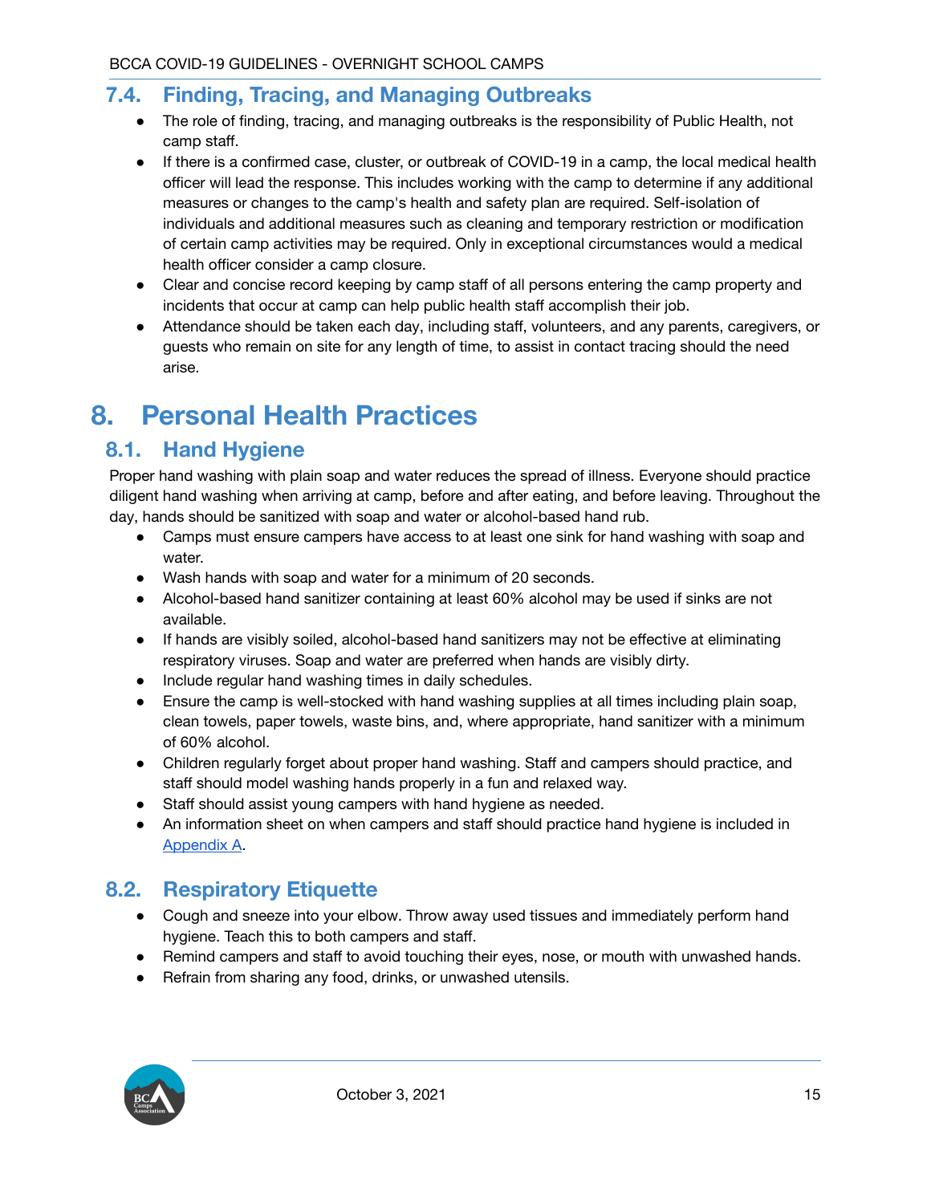### 7.4. Finding, Tracing, and Managing Outbreaks

- The role of finding, tracing, and managing outbreaks is the responsibility of Public Health, not camp staff.
- If there is a confirmed case, cluster, or outbreak of COVID-19 in a camp, the local medical health officer will lead the response. This includes working with the camp to determine if any additional measures or changes to the camp's health and safety plan are required. Self-isolation of individuals and additional measures such as cleaning and temporary restriction or modification of certain camp activities may be required. Only in exceptional circumstances would a medical health officer consider a camp closure.
- Clear and concise record keeping by camp staff of all persons entering the camp property and incidents that occur at camp can help public health staff accomplish their job.
- Attendance should be taken each day, including staff, volunteers, and any parents, caregivers, or guests who remain on site for any length of time, to assist in contact tracing should the need arise.

# 8. Personal Health Practices

## 8.1. Hand Hygiene

Proper hand washing with plain soap and water reduces the spread of illness. Everyone should practice diligent hand washing when arriving at camp, before and after eating, and before leaving. Throughout the day, hands should be sanitized with soap and water or alcohol-based hand rub.

- Camps must ensure campers have access to at least one sink for hand washing with soap and water.
- Wash hands with soap and water for a minimum of 20 seconds.
- Alcohol-based hand sanitizer containing at least 60% alcohol may be used if sinks are not available.
- If hands are visibly soiled, alcohol-based hand sanitizers may not be effective at eliminating respiratory viruses. Soap and water are preferred when hands are visibly dirty.
- Include regular hand washing times in daily schedules.
- Ensure the camp is well-stocked with hand washing supplies at all times including plain soap, clean towels, paper towels, waste bins, and, where appropriate, hand sanitizer with a minimum of 60% alcohol.
- Children regularly forget about proper hand washing. Staff and campers should practice, and staff should model washing hands properly in a fun and relaxed way.
- Staff should assist young campers with hand hygiene as needed.
- An information sheet on when campers and staff should practice hand hygiene is included in Appendix A.

## 8.2. Respiratory Etiquette

- Cough and sneeze into your elbow. Throw away used tissues and immediately perform hand hygiene. Teach this to both campers and staff.
- Remind campers and staff to avoid touching their eyes, nose, or mouth with unwashed hands.
- Refrain from sharing any food, drinks, or unwashed utensils.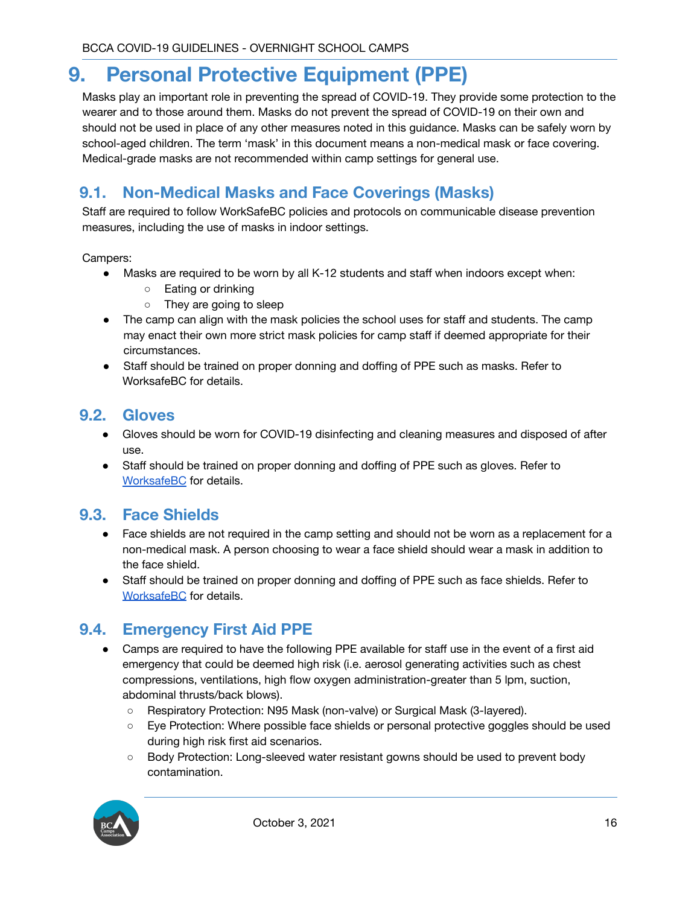# 9. Personal Protective Equipment (PPE)

Masks play an important role in preventing the spread of COVID-19. They provide some protection to the wearer and to those around them. Masks do not prevent the spread of COVID-19 on their own and should not be used in place of any other measures noted in this guidance. Masks can be safely worn by school-aged children. The term 'mask' in this document means a non-medical mask or face covering. Medical-grade masks are not recommended within camp settings for general use.

## 9.1. Non-Medical Masks and Face Coverings (Masks)

Staff are required to follow WorkSafeBC policies and protocols on communicable disease prevention measures, including the use of masks in indoor settings.

Campers:

- Masks are required to be worn by all K-12 students and staff when indoors except when:
  - Eating or drinking
  - They are going to sleep
- The camp can align with the mask policies the school uses for staff and students. The camp may enact their own more strict mask policies for camp staff if deemed appropriate for their circumstances.
- Staff should be trained on proper donning and doffing of PPE such as masks. Refer to WorksafeBC for details.

## 9.2. Gloves

- Gloves should be worn for COVID-19 disinfecting and cleaning measures and disposed of after use.
- Staff should be trained on proper donning and doffing of PPE such as gloves. Refer to WorksafeBC for details.

## 9.3. Face Shields

- Face shields are not required in the camp setting and should not be worn as a replacement for a non-medical mask. A person choosing to wear a face shield should wear a mask in addition to the face shield.
- Staff should be trained on proper donning and doffing of PPE such as face shields. Refer to WorksafeBC for details.

## 9.4. Emergency First Aid PPE

- Camps are required to have the following PPE available for staff use in the event of a first aid emergency that could be deemed high risk (i.e. aerosol generating activities such as chest compressions, ventilations, high flow oxygen administration-greater than 5 lpm, suction, abdominal thrusts/back blows).
  - Respiratory Protection: N95 Mask (non-valve) or Surgical Mask (3-layered).
  - Eye Protection: Where possible face shields or personal protective goggles should be used during high risk first aid scenarios.
  - Body Protection: Long-sleeved water resistant gowns should be used to prevent body contamination.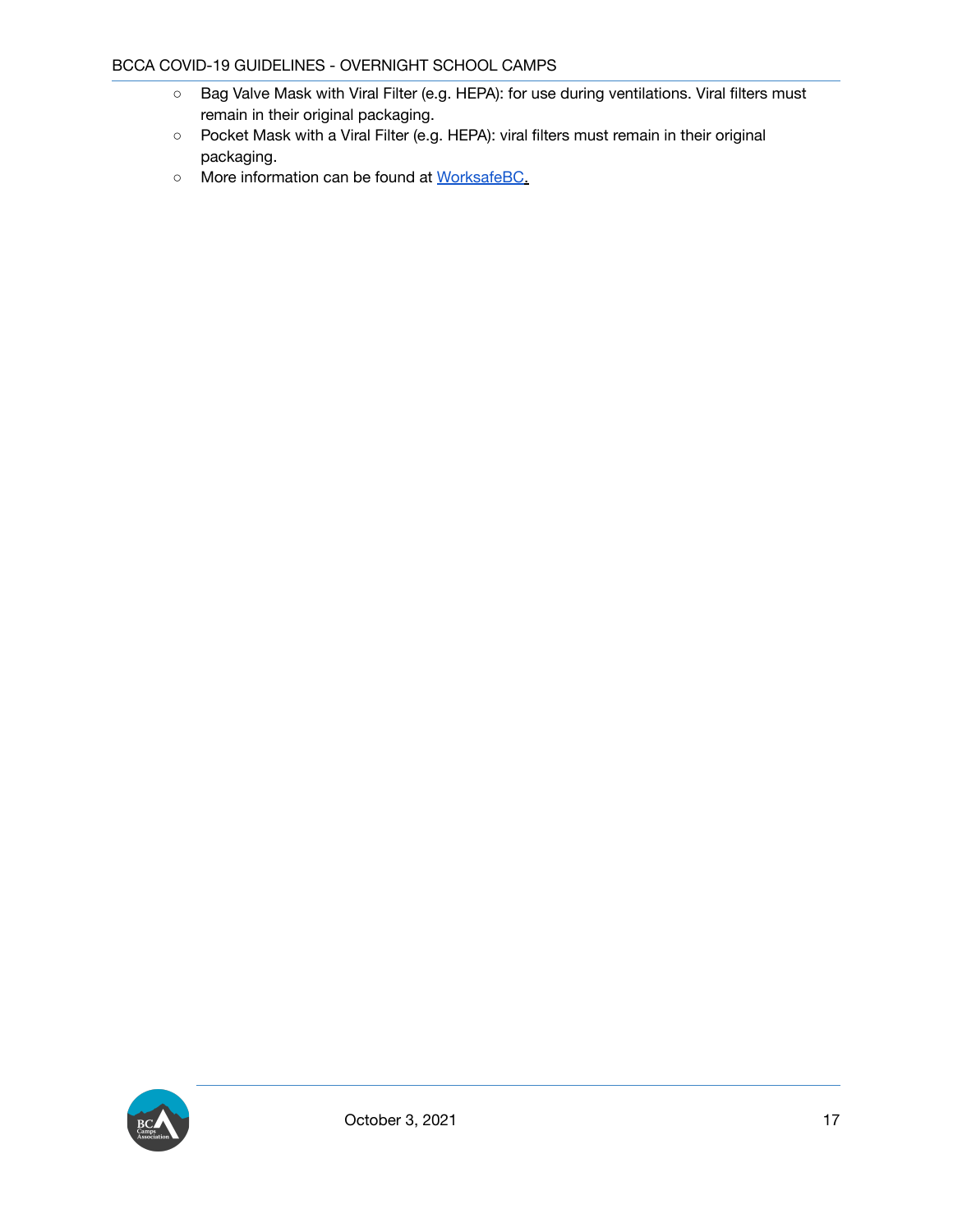- Bag Valve Mask with Viral Filter (e.g. HEPA): for use during ventilations. Viral filters must remain in their original packaging.
- Pocket Mask with a Viral Filter (e.g. HEPA): viral filters must remain in their original packaging.
- More information can be found at WorksafeBC.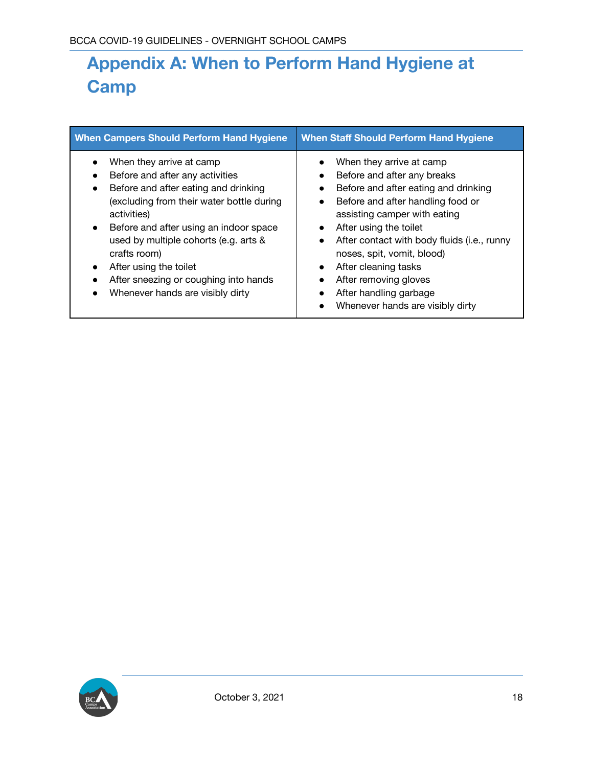# Appendix A: When to Perform Hand Hygiene at Camp

| When Campers Should Perform Hand Hygiene | When Staff Should Perform Hand Hygiene |
| --- | --- |
| • When they arrive at camp<br>• Before and after any activities<br>• Before and after eating and drinking (excluding from their water bottle during activities)<br>• Before and after using an indoor space used by multiple cohorts (e.g. arts & crafts room)<br>• After using the toilet<br>• After sneezing or coughing into hands<br>• Whenever hands are visibly dirty | • When they arrive at camp<br>• Before and after any breaks<br>• Before and after eating and drinking<br>• Before and after handling food or assisting camper with eating<br>• After using the toilet<br>• After contact with body fluids (i.e., runny noses, spit, vomit, blood)<br>• After cleaning tasks<br>• After removing gloves<br>• After handling garbage<br>• Whenever hands are visibly dirty |